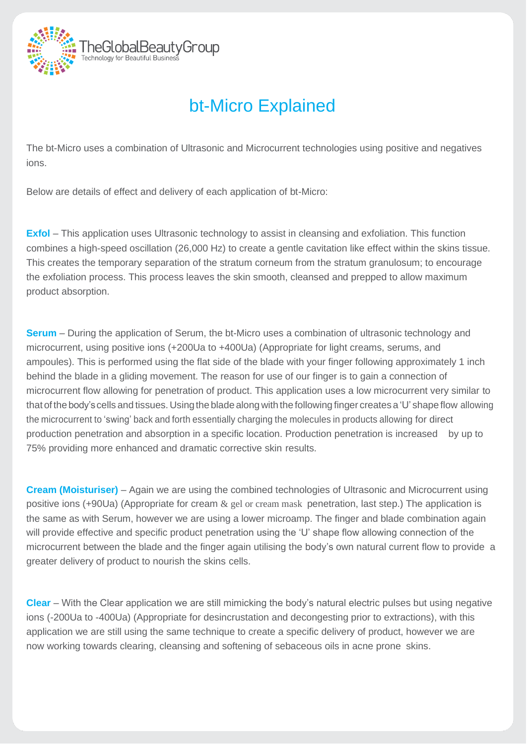TheGlobalBeautyGroup
Technology for Beautiful Business

# bt-Micro Explained

The bt-Micro uses a combination of Ultrasonic and Microcurrent technologies using positive and negatives ions.

Below are details of effect and delivery of each application of bt-Micro:

**Exfol** – This application uses Ultrasonic technology to assist in cleansing and exfoliation. This function combines a high-speed oscillation (26,000 Hz) to create a gentle cavitation like effect within the skins tissue. This creates the temporary separation of the stratum corneum from the stratum granulosum; to encourage the exfoliation process. This process leaves the skin smooth, cleansed and prepped to allow maximum product absorption.

**Serum** – During the application of Serum, the bt-Micro uses a combination of ultrasonic technology and microcurrent, using positive ions (+200Ua to +400Ua) (Appropriate for light creams, serums, and ampoules). This is performed using the flat side of the blade with your finger following approximately 1 inch behind the blade in a gliding movement. The reason for use of our finger is to gain a connection of microcurrent flow allowing for penetration of product. This application uses a low microcurrent very similar to that of the body's cells and tissues. Using the blade along with the following finger creates a 'U' shape flow allowing the microcurrent to 'swing' back and forth essentially charging the molecules in products allowing for direct production penetration and absorption in a specific location. Production penetration is increased by up to 75% providing more enhanced and dramatic corrective skin results.

**Cream (Moisturiser)** – Again we are using the combined technologies of Ultrasonic and Microcurrent using positive ions (+90Ua) (Appropriate for cream & gel or cream mask penetration, last step.) The application is the same as with Serum, however we are using a lower microamp. The finger and blade combination again will provide effective and specific product penetration using the 'U' shape flow allowing connection of the microcurrent between the blade and the finger again utilising the body's own natural current flow to provide a greater delivery of product to nourish the skins cells.

**Clear** – With the Clear application we are still mimicking the body's natural electric pulses but using negative ions (-200Ua to -400Ua) (Appropriate for desincrustation and decongesting prior to extractions), with this application we are still using the same technique to create a specific delivery of product, however we are now working towards clearing, cleansing and softening of sebaceous oils in acne prone skins.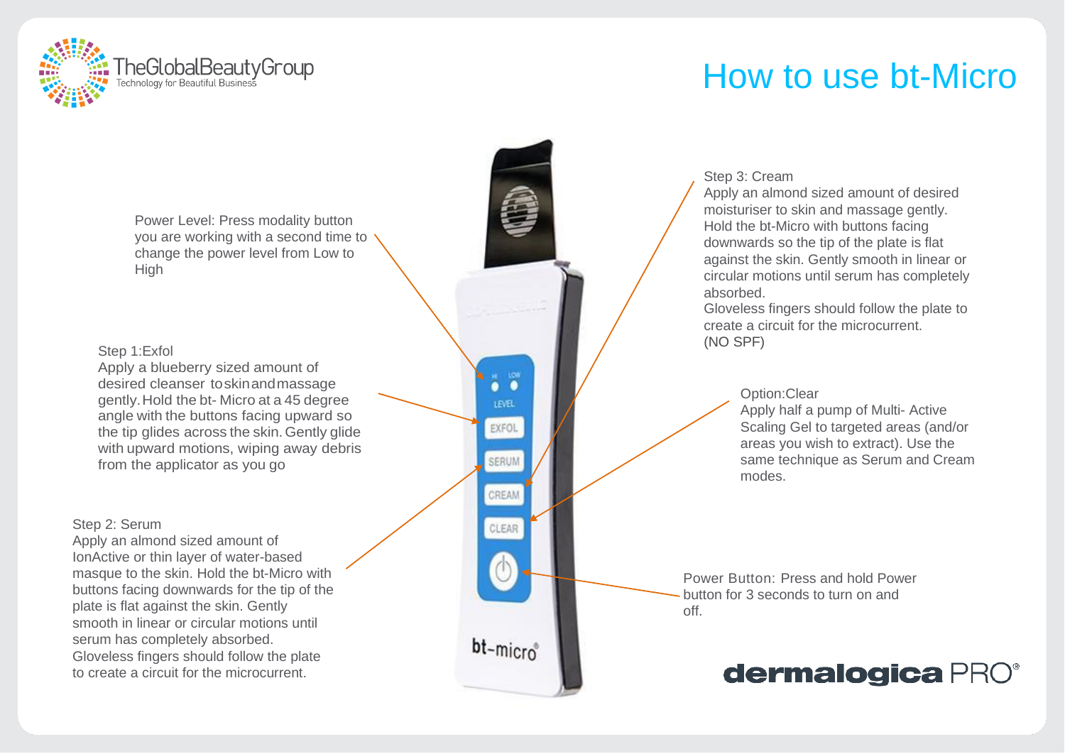# How to use bt-Micro

Power Level: Press modality button you are working with a second time to change the power level from Low to High

Step 1:Exfol
Apply a blueberry sized amount of desired cleanser to skin and massage gently. Hold the bt- Micro at a 45 degree angle with the buttons facing upward so the tip glides across the skin. Gently glide with upward motions, wiping away debris from the applicator as you go

Step 2: Serum
Apply an almond sized amount of IonActive or thin layer of water-based masque to the skin. Hold the bt-Micro with buttons facing downwards for the tip of the plate is flat against the skin. Gently smooth in linear or circular motions until serum has completely absorbed.
Gloveless fingers should follow the plate to create a circuit for the microcurrent.

Step 3: Cream
Apply an almond sized amount of desired moisturiser to skin and massage gently. Hold the bt-Micro with buttons facing downwards so the tip of the plate is flat against the skin. Gently smooth in linear or circular motions until serum has completely absorbed.
Gloveless fingers should follow the plate to create a circuit for the microcurrent.
(NO SPF)

Option:Clear
Apply half a pump of Multi- Active Scaling Gel to targeted areas (and/or areas you wish to extract). Use the same technique as Serum and Cream modes.

Power Button: Press and hold Power button for 3 seconds to turn on and off.